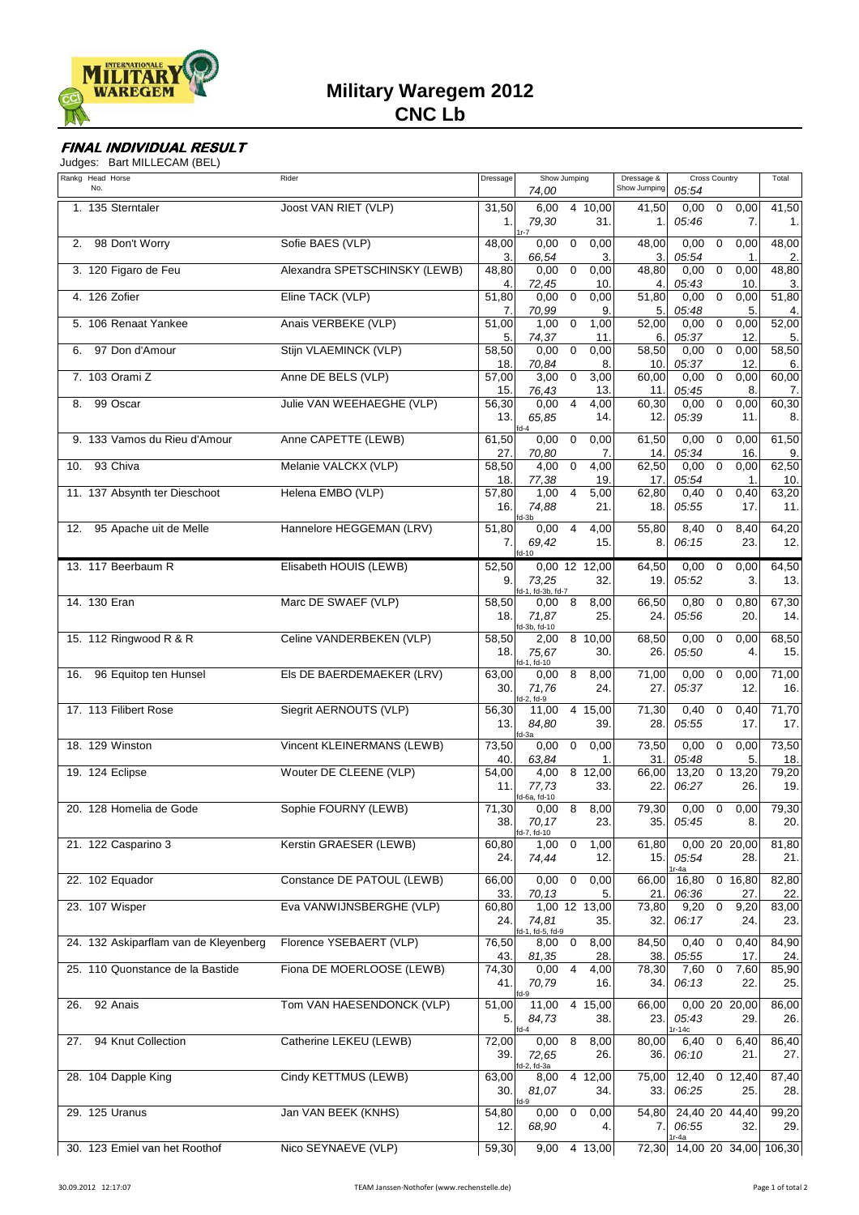# Military Waregem 2012

## CNC Lb

**FINAL INDIVIDUAL RESULT**

Judges: Bart MILLECAM (BEL)

| Rankg | Head No. | Horse | Rider | Dressage | Show Jumping 74,00 | | | Dressage & Show Jumping | Cross Country 05:54 | | | Total |
|---|---|---|---|---|---|---|---|---|---|---|---|---|
| 1. | 135 | Sterntaler | Joost VAN RIET (VLP) | 31,50 / 1. | 6,00 / 79,30 / 1r-7 | 4 | 10,00 / 31. | 41,50 / 1. | 0,00 / 05:46 | 0 | 0,00 / 7. | 41,50 / 1. |
| 2. | 98 | Don't Worry | Sofie BAES (VLP) | 48,00 / 3. | 0,00 / 66,54 | 0 | 0,00 / 3. | 48,00 / 3. | 0,00 / 05:54 | 0 | 0,00 / 1. | 48,00 / 2. |
| 3. | 120 | Figaro de Feu | Alexandra SPETSCHINSKY (LEWB) | 48,80 / 4. | 0,00 / 72,45 | 0 | 0,00 / 10. | 48,80 / 4. | 0,00 / 05:43 | 0 | 0,00 / 10. | 48,80 / 3. |
| 4. | 126 | Zofier | Eline TACK (VLP) | 51,80 / 7. | 0,00 / 70,99 | 0 | 0,00 / 9. | 51,80 / 5. | 0,00 / 05:48 | 0 | 0,00 / 5. | 51,80 / 4. |
| 5. | 106 | Renaat Yankee | Anais VERBEKE (VLP) | 51,00 / 5. | 1,00 / 74,37 | 0 | 1,00 / 11. | 52,00 / 6. | 0,00 / 05:37 | 0 | 0,00 / 12. | 52,00 / 5. |
| 6. | 97 | Don d'Amour | Stijn VLAEMINCK (VLP) | 58,50 / 18. | 0,00 / 70,84 | 0 | 0,00 / 8. | 58,50 / 10. | 0,00 / 05:37 | 0 | 0,00 / 12. | 58,50 / 6. |
| 7. | 103 | Orami Z | Anne DE BELS (VLP) | 57,00 / 15. | 3,00 / 76,43 | 0 | 3,00 / 13. | 60,00 / 11. | 0,00 / 05:45 | 0 | 0,00 / 8. | 60,00 / 7. |
| 8. | 99 | Oscar | Julie VAN WEEHAEGHE (VLP) | 56,30 / 13. | 0,00 / 65,85 / fd-4 | 4 | 4,00 / 14. | 60,30 / 12. | 0,00 / 05:39 | 0 | 0,00 / 11. | 60,30 / 8. |
| 9. | 133 | Vamos du Rieu d'Amour | Anne CAPETTE (LEWB) | 61,50 / 27. | 0,00 / 70,80 | 0 | 0,00 / 7. | 61,50 / 14. | 0,00 / 05:34 | 0 | 0,00 / 16. | 61,50 / 9. |
| 10. | 93 | Chiva | Melanie VALCKX (VLP) | 58,50 / 18. | 4,00 / 77,38 | 0 | 4,00 / 19. | 62,50 / 17. | 0,00 / 05:54 | 0 | 0,00 / 1. | 62,50 / 10. |
| 11. | 137 | Absynth ter Dieschoot | Helena EMBO (VLP) | 57,80 / 16. | 1,00 / 74,88 / fd-3b | 4 | 5,00 / 21. | 62,80 / 18. | 0,40 / 05:55 | 0 | 0,40 / 17. | 63,20 / 11. |
| 12. | 95 | Apache uit de Melle | Hannelore HEGGEMAN (LRV) | 51,80 / 7. | 0,00 / 69,42 / fd-10 | 4 | 4,00 / 15. | 55,80 / 8. | 8,40 / 06:15 | 0 | 8,40 / 23. | 64,20 / 12. |
| 13. | 117 | Beerbaum R | Elisabeth HOUIS (LEWB) | 52,50 / 9. | 0,00 / 73,25 / fd-1, fd-3b, fd-7 | 12 | 12,00 / 32. | 64,50 / 19. | 0,00 / 05:52 | 0 | 0,00 / 3. | 64,50 / 13. |
| 14. | 130 | Eran | Marc DE SWAEF (VLP) | 58,50 / 18. | 0,00 / 71,87 / fd-3b, fd-10 | 8 | 8,00 / 25. | 66,50 / 24. | 0,80 / 05:56 | 0 | 0,80 / 20. | 67,30 / 14. |
| 15. | 112 | Ringwood R & R | Celine VANDERBEKEN (VLP) | 58,50 / 18. | 2,00 / 75,67 / fd-1, fd-10 | 8 | 10,00 / 30. | 68,50 / 26. | 0,00 / 05:50 | 0 | 0,00 / 4. | 68,50 / 15. |
| 16. | 96 | Equitop ten Hunsel | Els DE BAERDEMAEKER (LRV) | 63,00 / 30. | 0,00 / 71,76 / fd-2, fd-9 | 8 | 8,00 / 24. | 71,00 / 27. | 0,00 / 05:37 | 0 | 0,00 / 12. | 71,00 / 16. |
| 17. | 113 | Filibert Rose | Siegrit AERNOUTS (VLP) | 56,30 / 13. | 11,00 / 84,80 / fd-3a | 4 | 15,00 / 39. | 71,30 / 28. | 0,40 / 05:55 | 0 | 0,40 / 17. | 71,70 / 17. |
| 18. | 129 | Winston | Vincent KLEINERMANS (LEWB) | 73,50 / 40. | 0,00 / 63,84 | 0 | 0,00 / 1. | 73,50 / 31. | 0,00 / 05:48 | 0 | 0,00 / 5. | 73,50 / 18. |
| 19. | 124 | Eclipse | Wouter DE CLEENE (VLP) | 54,00 / 11. | 4,00 / 77,73 / fd-6a, fd-10 | 8 | 12,00 / 33. | 66,00 / 22. | 13,20 / 06:27 | 0 | 13,20 / 26. | 79,20 / 19. |
| 20. | 128 | Homelia de Gode | Sophie FOURNY (LEWB) | 71,30 / 38. | 0,00 / 70,17 / fd-7, fd-10 | 8 | 8,00 / 23. | 79,30 / 35. | 0,00 / 05:45 | 0 | 0,00 / 8. | 79,30 / 20. |
| 21. | 122 | Casparino 3 | Kerstin GRAESER (LEWB) | 60,80 / 24. | 1,00 / 74,44 | 0 | 1,00 / 12. | 61,80 / 15. | 0,00 / 05:54 / 1r-4a | 20 | 20,00 / 28. | 81,80 / 21. |
| 22. | 102 | Equador | Constance DE PATOUL (LEWB) | 66,00 / 33. | 0,00 / 70,13 | 0 | 0,00 / 5. | 66,00 / 21. | 16,80 / 06:36 | 0 | 16,80 / 27. | 82,80 / 22. |
| 23. | 107 | Wisper | Eva VANWIJNSBERGHE (VLP) | 60,80 / 24. | 1,00 / 74,81 / fd-1, fd-5, fd-9 | 12 | 13,00 / 35. | 73,80 / 32. | 9,20 / 06:17 | 0 | 9,20 / 24. | 83,00 / 23. |
| 24. | 132 | Askiparflam van de Kleyenberg | Florence YSEBAERT (VLP) | 76,50 / 43. | 8,00 / 81,35 | 0 | 8,00 / 28. | 84,50 / 38. | 0,40 / 05:55 | 0 | 0,40 / 17. | 84,90 / 24. |
| 25. | 110 | Quonstance de la Bastide | Fiona DE MOERLOOSE (LEWB) | 74,30 / 41. | 0,00 / 70,79 / fd-9 | 4 | 4,00 / 16. | 78,30 / 34. | 7,60 / 06:13 | 0 | 7,60 / 22. | 85,90 / 25. |
| 26. | 92 | Anais | Tom VAN HAESENDONCK (VLP) | 51,00 / 5. | 11,00 / 84,73 / fd-4 | 4 | 15,00 / 38. | 66,00 / 23. | 0,00 / 05:43 / 1r-14c | 20 | 20,00 / 29. | 86,00 / 26. |
| 27. | 94 | Knut Collection | Catherine LEKEU (LEWB) | 72,00 / 39. | 0,00 / 72,65 / fd-2, fd-3a | 8 | 8,00 / 26. | 80,00 / 36. | 6,40 / 06:10 | 0 | 6,40 / 21. | 86,40 / 27. |
| 28. | 104 | Dapple King | Cindy KETTMUS (LEWB) | 63,00 / 30. | 8,00 / 81,07 / fd-9 | 4 | 12,00 / 34. | 75,00 / 33. | 12,40 / 06:25 | 0 | 12,40 / 25. | 87,40 / 28. |
| 29. | 125 | Uranus | Jan VAN BEEK (KNHS) | 54,80 / 12. | 0,00 / 68,90 | 0 | 0,00 / 4. | 54,80 / 7. | 24,40 / 06:55 / 1r-4a | 20 | 44,40 / 32. | 99,20 / 29. |
| 30. | 123 | Emiel van het Roothof | Nico SEYNAEVE (VLP) | 59,30 | 9,00 | 4 | 13,00 | 72,30 | 14,00 | 20 | 34,00 | 106,30 |

30.09.2012 12:17:07 TEAM Janssen-Nothofer (www.rechenstelle.de)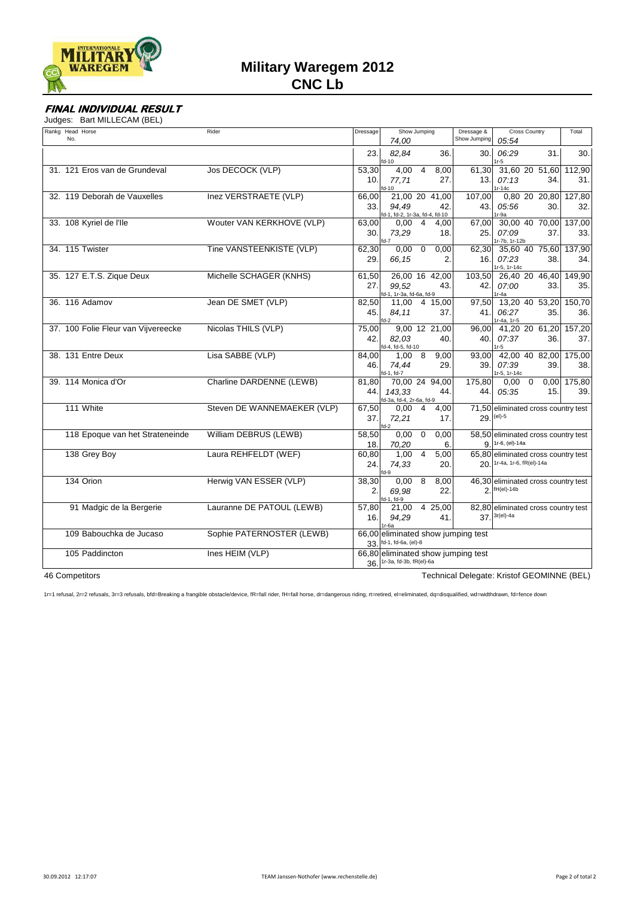# Military Waregem 2012
## CNC Lb

**FINAL INDIVIDUAL RESULT**

Judges: Bart MILLECAM (BEL)

| Rankg Head No. Horse | Rider | Dressage | Show Jumping 74,00 | | | Dressage & Show Jumping | Cross Country 05:54 | | | | Total |
|---|---|---|---|---|---|---|---|---|---|---|---|
| | | 23. | 82,84 fd-10 | | 36. | 30. | 06:29 1r-5 | | | 31. | 30. |
| 31. 121 Eros van de Grundeval | Jos DECOCK (VLP) | 53,30 10. | 4,00 77,71 fd-10 | 4 | 8,00 27. | 61,30 13. | 31,60 07:13 1r-14c | 20 | 51,60 | 34. | 112,90 31. |
| 32. 119 Deborah de Vauxelles | Inez VERSTRAETE (VLP) | 66,00 33. | 21,00 94,49 fd-1, fd-2, 1r-3a, fd-4, fd-10 | 20 | 41,00 42. | 107,00 43. | 0,80 05:56 1r-9a | 20 | 20,80 | 30. | 127,80 32. |
| 33. 108 Kyriel de l'Ile | Wouter VAN KERKHOVE (VLP) | 63,00 30. | 0,00 73,29 fd-7 | 4 | 4,00 18. | 67,00 25. | 30,00 07:09 1r-7b, 1r-12b | 40 | 70,00 | 37. | 137,00 33. |
| 34. 115 Twister | Tine VANSTEENKISTE (VLP) | 62,30 29. | 0,00 66,15 | 0 | 0,00 2. | 62,30 16. | 35,60 07:23 1r-5, 1r-14c | 40 | 75,60 | 38. | 137,90 34. |
| 35. 127 E.T.S. Zique Deux | Michelle SCHAGER (KNHS) | 61,50 27. | 26,00 99,52 fd-1, 1r-3a, fd-6a, fd-9 | 16 | 42,00 43. | 103,50 42. | 26,40 07:00 1r-4a | 20 | 46,40 | 33. | 149,90 35. |
| 36. 116 Adamov | Jean DE SMET (VLP) | 82,50 45. | 11,00 84,11 fd-2 | 4 | 15,00 37. | 97,50 41. | 13,20 06:27 1r-4a, 1r-5 | 40 | 53,20 | 35. | 150,70 36. |
| 37. 100 Folie Fleur van Vijvereecke | Nicolas THILS (VLP) | 75,00 42. | 9,00 82,03 fd-4, fd-5, fd-10 | 12 | 21,00 40. | 96,00 40. | 41,20 07:37 1r-5 | 20 | 61,20 | 36. | 157,20 37. |
| 38. 131 Entre Deux | Lisa SABBE (VLP) | 84,00 46. | 1,00 74,44 fd-1, fd-7 | 8 | 9,00 29. | 93,00 39. | 42,00 07:39 1r-5, 1r-14c | 40 | 82,00 | 39. | 175,00 38. |
| 39. 114 Monica d'Or | Charline DARDENNE (LEWB) | 81,80 44. | 70,00 143,33 fd-3a, fd-4, 2r-6a, fd-9 | 24 | 94,00 44. | 175,80 44. | 0,00 05:35 | 0 | 0,00 | 15. | 175,80 39. |
| 111 White | Steven DE WANNEMAEKER (VLP) | 67,50 37. | 0,00 72,21 fd-2 | 4 | 4,00 17. | 71,50 29. | eliminated cross country test (el)-5 | | | | |
| 118 Epoque van het Strateneinde | William DEBRUS (LEWB) | 58,50 18. | 0,00 70,20 | 0 | 0,00 6. | 58,50 9. | eliminated cross country test 1r-6, (el)-14a | | | | |
| 138 Grey Boy | Laura REHFELDT (WEF) | 60,80 24. | 1,00 74,33 fd-9 | 4 | 5,00 20. | 65,80 20. | eliminated cross country test 1r-4a, 1r-6, fR(el)-14a | | | | |
| 134 Orion | Herwig VAN ESSER (VLP) | 38,30 2. | 0,00 69,98 fd-1, fd-9 | 8 | 8,00 22. | 46,30 2. | eliminated cross country test fH(el)-14b | | | | |
| 91 Madgic de la Bergerie | Lauranne DE PATOUL (LEWB) | 57,80 16. | 21,00 94,29 1r-6a | 4 | 25,00 41. | 82,80 37. | eliminated cross country test 3r(el)-4a | | | | |
| 109 Babouchka de Jucaso | Sophie PATERNOSTER (LEWB) | 66,00 33. | eliminated show jumping test fd-1, fd-6a, (el)-8 | | | | | | | | |
| 105 Paddincton | Ines HEIM (VLP) | 66,80 36. | eliminated show jumping test 1r-3a, fd-3b, fR(el)-6a | | | | | | | | |

46 Competitors

Technical Delegate: Kristof GEOMINNE (BEL)

1r=1 refusal, 2r=2 refusals, 3r=3 refusals, bfd=Breaking a frangible obstacle/device, fR=fall rider, fH=fall horse, dr=dangerous riding, rt=retired, el=eliminated, dq=disqualified, wd=widthdrawn, fd=fence down

30.09.2012 12:17:07

TEAM Janssen-Nothofer (www.rechenstelle.de)